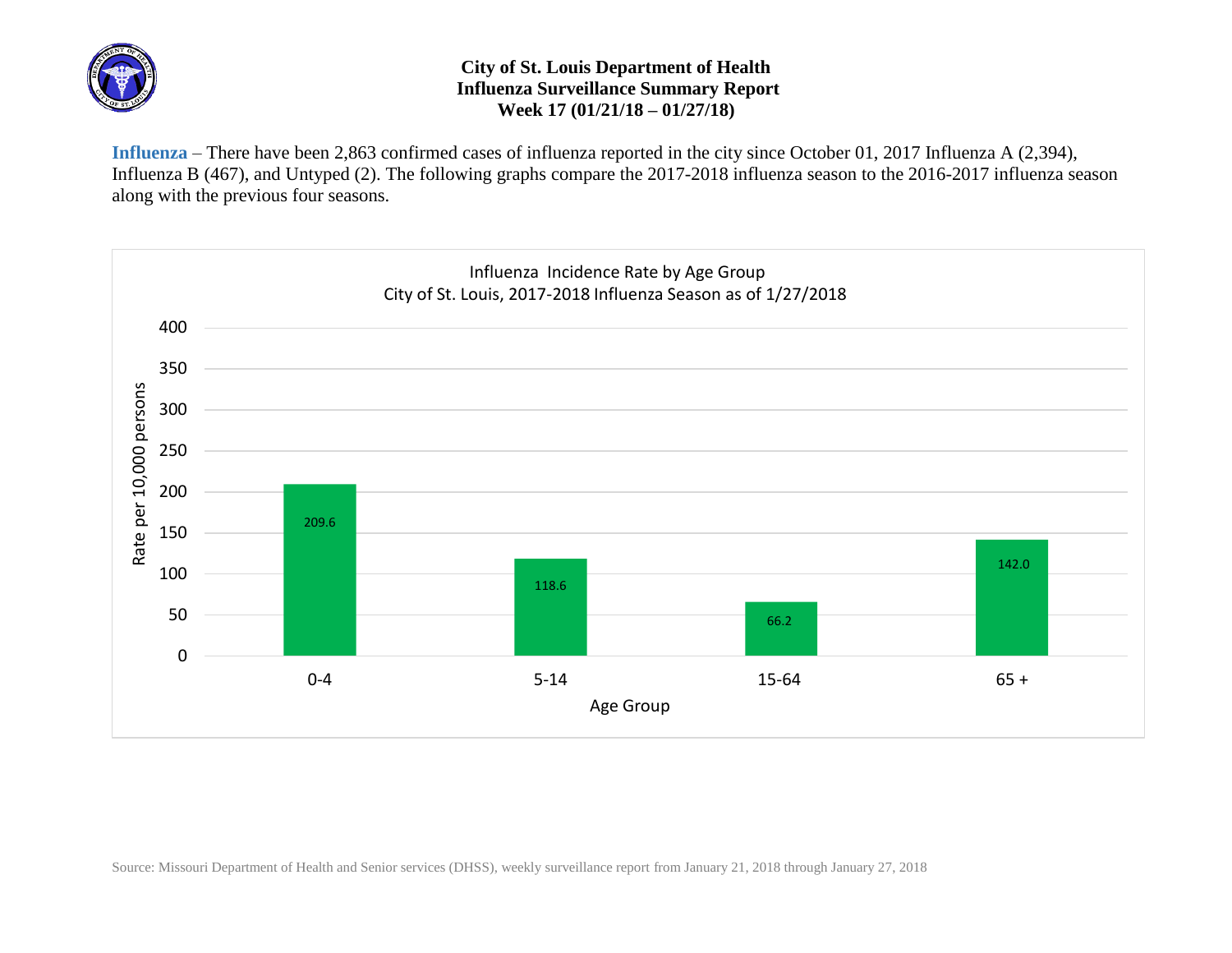# City of St. Louis Department of Health
## Influenza Surveillance Summary Report
### Week 17 (01/21/18 – 01/27/18)

**Influenza** – There have been 2,863 confirmed cases of influenza reported in the city since October 01, 2017 Influenza A (2,394), Influenza B (467), and Untyped (2). The following graphs compare the 2017-2018 influenza season to the 2016-2017 influenza season along with the previous four seasons.

Influenza Incidence Rate by Age Group
City of St. Louis, 2017-2018 Influenza Season as of 1/27/2018

| Age Group | Rate per 10,000 persons |
|---|---|
| 0-4 | 209.6 |
| 5-14 | 118.6 |
| 15-64 | 66.2 |
| 65 + | 142.0 |

Source: Missouri Department of Health and Senior services (DHSS), weekly surveillance report from January 21, 2018 through January 27, 2018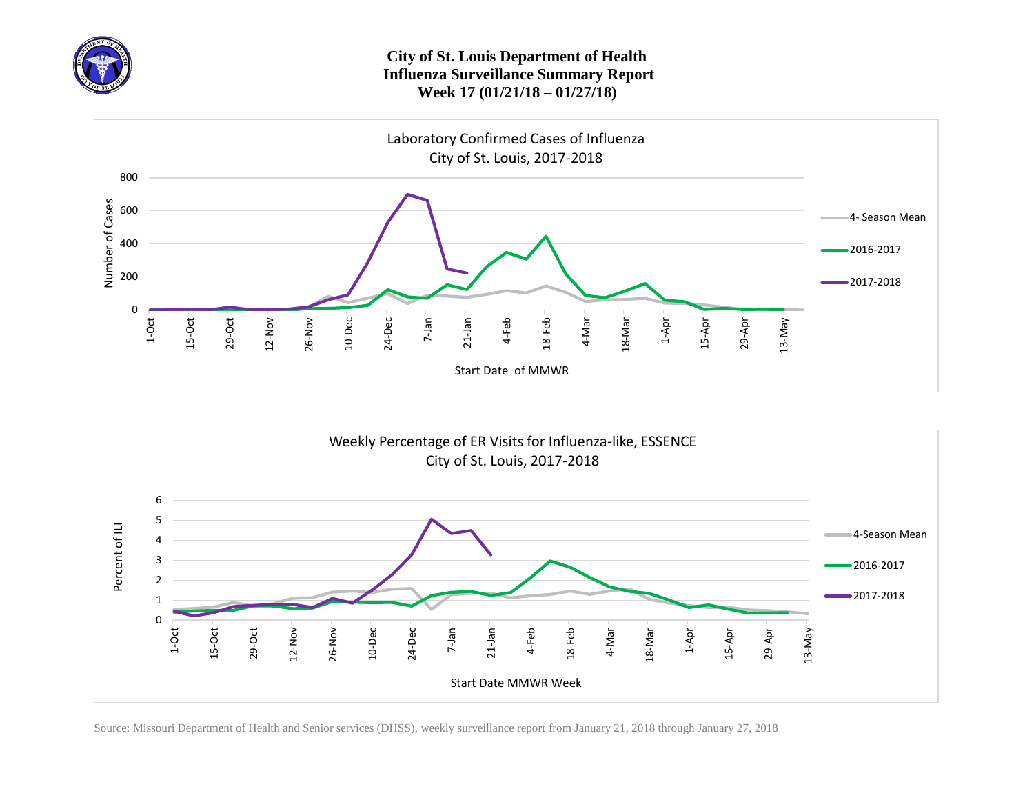# City of St. Louis Department of Health
## Influenza Surveillance Summary Report
### Week 17 (01/21/18 – 01/27/18)

Laboratory Confirmed Cases of Influenza
City of St. Louis, 2017-2018

Number of Cases

800
600
400
200
0

1-Oct
15-Oct
29-Oct
12-Nov
26-Nov
10-Dec
24-Dec
7-Jan
21-Jan
4-Feb
18-Feb
4-Mar
18-Mar
1-Apr
15-Apr
29-Apr
13-May

Start Date of MMWR

4- Season Mean
2016-2017
2017-2018

Weekly Percentage of ER Visits for Influenza-like, ESSENCE
City of St. Louis, 2017-2018

Percent of ILI

6
5
4
3
2
1
0

1-Oct
15-Oct
29-Oct
12-Nov
26-Nov
10-Dec
24-Dec
7-Jan
21-Jan
4-Feb
18-Feb
4-Mar
18-Mar
1-Apr
15-Apr
29-Apr
13-May

Start Date MMWR Week

4-Season Mean
2016-2017
2017-2018

Source: Missouri Department of Health and Senior services (DHSS), weekly surveillance report from January 21, 2018 through January 27, 2018